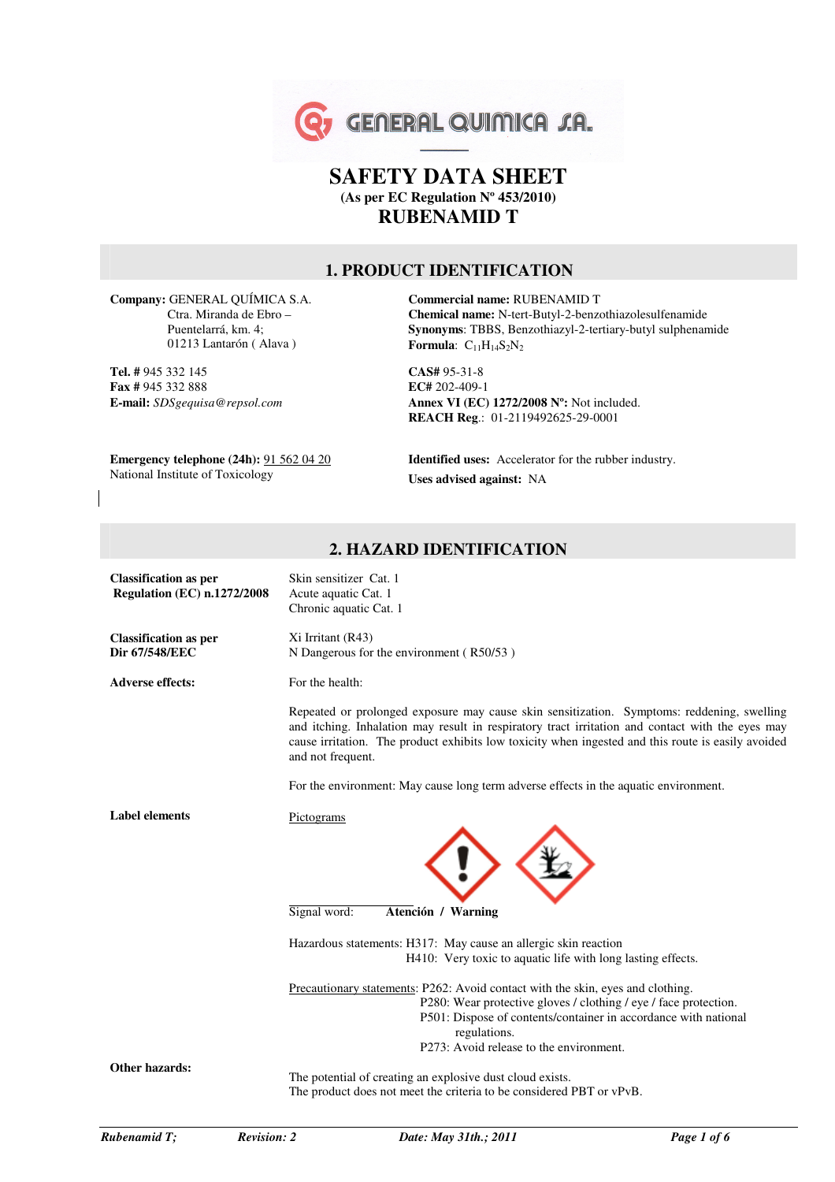GENERAL QUIMICA S.A.

# SAFETY DATA SHEET

**(As per EC Regulation Nº 453/2010)**

# RUBENAMID T

## 1. PRODUCT IDENTIFICATION

**Company:** GENERAL QUÍMICA S.A.
Ctra. Miranda de Ebro –
Puentelarrá, km. 4;
01213 Lantarón ( Alava )

**Tel. #** 945 332 145
**Fax #** 945 332 888
**E-mail:** *SDSgequisa@repsol.com*

**Emergency telephone (24h):** 91 562 04 20
National Institute of Toxicology

**Commercial name:** RUBENAMID T
**Chemical name:** N-tert-Butyl-2-benzothiazolesulfenamide
**Synonyms**: TBBS, Benzothiazyl-2-tertiary-butyl sulphenamide
**Formula**: $C_{11}H_{14}S_2N_2$

**CAS#** 95-31-8
**EC#** 202-409-1
**Annex VI (EC) 1272/2008 Nº:** Not included.
**REACH Reg**.: 01-2119492625-29-0001

**Identified uses:** Accelerator for the rubber industry.
**Uses advised against:** NA

## 2. HAZARD IDENTIFICATION

**Classification as per Regulation (EC) n.1272/2008**

Skin sensitizer Cat. 1
Acute aquatic Cat. 1
Chronic aquatic Cat. 1

**Classification as per Dir 67/548/EEC**

Xi Irritant (R43)
N Dangerous for the environment ( R50/53 )

**Adverse effects:**

For the health:

Repeated or prolonged exposure may cause skin sensitization. Symptoms: reddening, swelling and itching. Inhalation may result in respiratory tract irritation and contact with the eyes may cause irritation. The product exhibits low toxicity when ingested and this route is easily avoided and not frequent.

For the environment: May cause long term adverse effects in the aquatic environment.

**Label elements**

Pictograms

Signal word: **Atención / Warning**

Hazardous statements: H317: May cause an allergic skin reaction
H410: Very toxic to aquatic life with long lasting effects.

Precautionary statements: P262: Avoid contact with the skin, eyes and clothing.
P280: Wear protective gloves / clothing / eye / face protection.
P501: Dispose of contents/container in accordance with national regulations.
P273: Avoid release to the environment.

**Other hazards:**

The potential of creating an explosive dust cloud exists.
The product does not meet the criteria to be considered PBT or vPvB.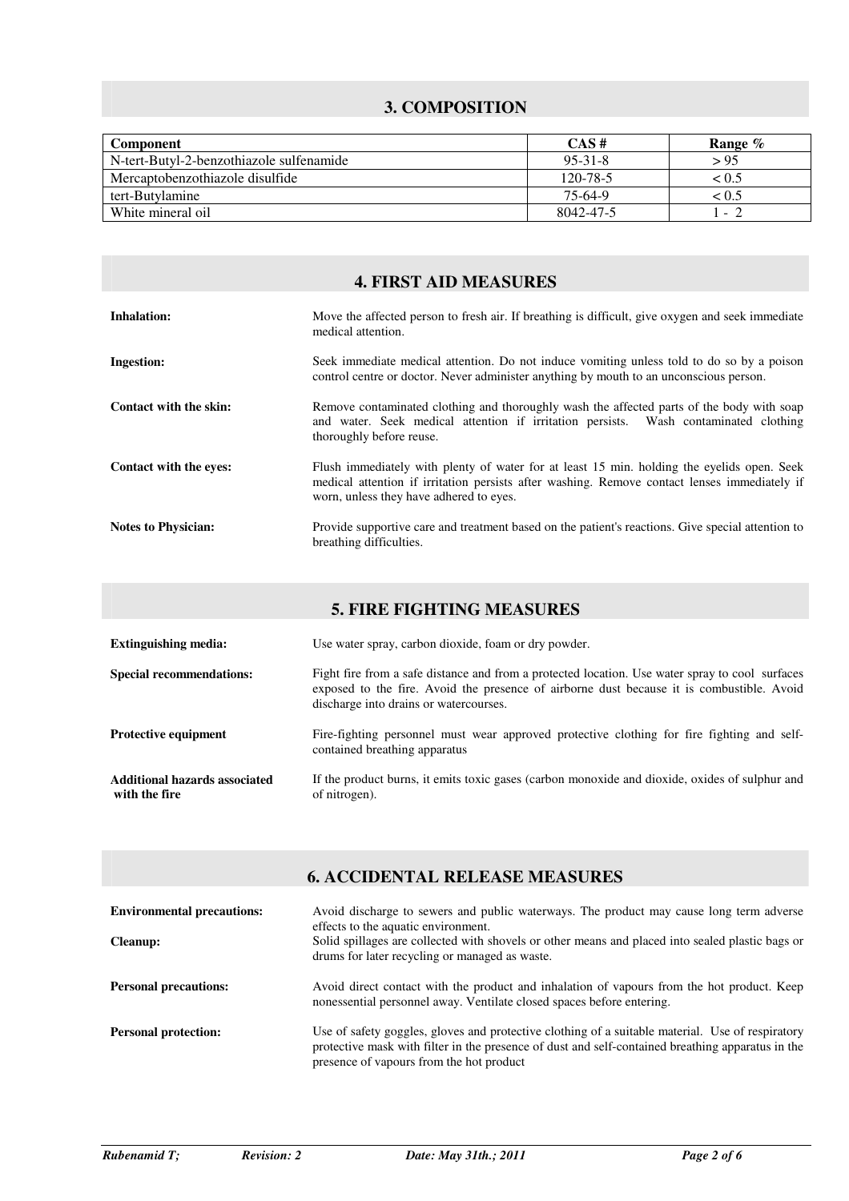## 3. COMPOSITION

| Component | CAS # | Range % |
|---|---|---|
| N-tert-Butyl-2-benzothiazole sulfenamide | 95-31-8 | > 95 |
| Mercaptobenzothiazole disulfide | 120-78-5 | < 0.5 |
| tert-Butylamine | 75-64-9 | < 0.5 |
| White mineral oil | 8042-47-5 | 1 - 2 |

## 4. FIRST AID MEASURES

**Inhalation:** Move the affected person to fresh air. If breathing is difficult, give oxygen and seek immediate medical attention.

**Ingestion:** Seek immediate medical attention. Do not induce vomiting unless told to do so by a poison control centre or doctor. Never administer anything by mouth to an unconscious person.

**Contact with the skin:** Remove contaminated clothing and thoroughly wash the affected parts of the body with soap and water. Seek medical attention if irritation persists. Wash contaminated clothing thoroughly before reuse.

**Contact with the eyes:** Flush immediately with plenty of water for at least 15 min. holding the eyelids open. Seek medical attention if irritation persists after washing. Remove contact lenses immediately if worn, unless they have adhered to eyes.

**Notes to Physician:** Provide supportive care and treatment based on the patient's reactions. Give special attention to breathing difficulties.

## 5. FIRE FIGHTING MEASURES

**Extinguishing media:** Use water spray, carbon dioxide, foam or dry powder.

**Special recommendations:** Fight fire from a safe distance and from a protected location. Use water spray to cool surfaces exposed to the fire. Avoid the presence of airborne dust because it is combustible. Avoid discharge into drains or watercourses.

**Protective equipment** Fire-fighting personnel must wear approved protective clothing for fire fighting and self-contained breathing apparatus

**Additional hazards associated with the fire** If the product burns, it emits toxic gases (carbon monoxide and dioxide, oxides of sulphur and of nitrogen).

## 6. ACCIDENTAL RELEASE MEASURES

**Environmental precautions:** Avoid discharge to sewers and public waterways. The product may cause long term adverse effects to the aquatic environment.

**Cleanup:** Solid spillages are collected with shovels or other means and placed into sealed plastic bags or drums for later recycling or managed as waste.

**Personal precautions:** Avoid direct contact with the product and inhalation of vapours from the hot product. Keep nonessential personnel away. Ventilate closed spaces before entering.

**Personal protection:** Use of safety goggles, gloves and protective clothing of a suitable material. Use of respiratory protective mask with filter in the presence of dust and self-contained breathing apparatus in the presence of vapours from the hot product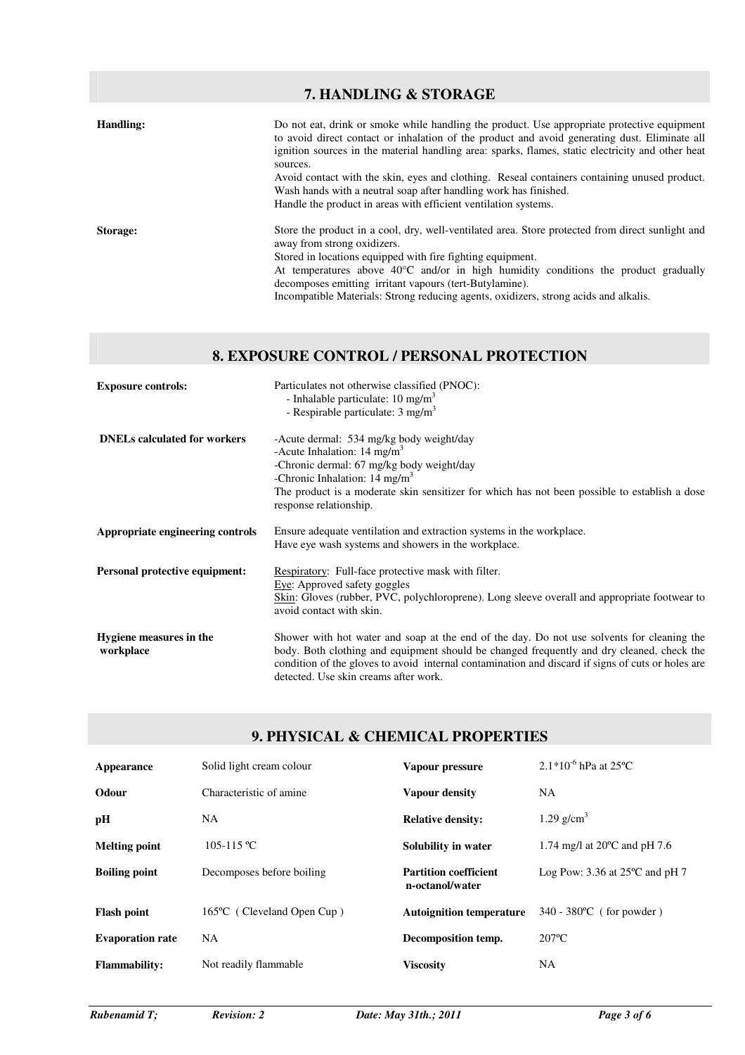## 7. HANDLING & STORAGE

**Handling:**

Do not eat, drink or smoke while handling the product. Use appropriate protective equipment to avoid direct contact or inhalation of the product and avoid generating dust. Eliminate all ignition sources in the material handling area: sparks, flames, static electricity and other heat sources.

Avoid contact with the skin, eyes and clothing. Reseal containers containing unused product.

Wash hands with a neutral soap after handling work has finished.

Handle the product in areas with efficient ventilation systems.

**Storage:**

Store the product in a cool, dry, well-ventilated area. Store protected from direct sunlight and away from strong oxidizers.

Stored in locations equipped with fire fighting equipment.

At temperatures above 40°C and/or in high humidity conditions the product gradually decomposes emitting irritant vapours (tert-Butylamine).

Incompatible Materials: Strong reducing agents, oxidizers, strong acids and alkalis.

## 8. EXPOSURE CONTROL / PERSONAL PROTECTION

**Exposure controls:**

Particulates not otherwise classified (PNOC):
- Inhalable particulate: 10 mg/m$^3$
- Respirable particulate: 3 mg/m$^3$

**DNELs calculated for workers**

-Acute dermal: 534 mg/kg body weight/day
-Acute Inhalation: 14 mg/m$^3$
-Chronic dermal: 67 mg/kg body weight/day
-Chronic Inhalation: 14 mg/m$^3$

The product is a moderate skin sensitizer for which has not been possible to establish a dose response relationship.

**Appropriate engineering controls**

Ensure adequate ventilation and extraction systems in the workplace.
Have eye wash systems and showers in the workplace.

**Personal protective equipment:**

Respiratory: Full-face protective mask with filter.
Eye: Approved safety goggles
Skin: Gloves (rubber, PVC, polychloroprene). Long sleeve overall and appropriate footwear to avoid contact with skin.

**Hygiene measures in the workplace**

Shower with hot water and soap at the end of the day. Do not use solvents for cleaning the body. Both clothing and equipment should be changed frequently and dry cleaned, check the condition of the gloves to avoid internal contamination and discard if signs of cuts or holes are detected. Use skin creams after work.

## 9. PHYSICAL & CHEMICAL PROPERTIES

| | | | |
|---|---|---|---|
| **Appearance** | Solid light cream colour | **Vapour pressure** | $2.1 \times 10^{-6}$ hPa at 25ºC |
| **Odour** | Characteristic of amine | **Vapour density** | NA |
| **pH** | NA | **Relative density:** | 1.29 g/cm$^3$ |
| **Melting point** | 105-115 ºC | **Solubility in water** | 1.74 mg/l at 20ºC and pH 7.6 |
| **Boiling point** | Decomposes before boiling | **Partition coefficient n-octanol/water** | Log Pow: 3.36 at 25ºC and pH 7 |
| **Flash point** | 165ºC ( Cleveland Open Cup ) | **Autoignition temperature** | 340 - 380ºC ( for powder ) |
| **Evaporation rate** | NA | **Decomposition temp.** | 207ºC |
| **Flammability:** | Not readily flammable | **Viscosity** | NA |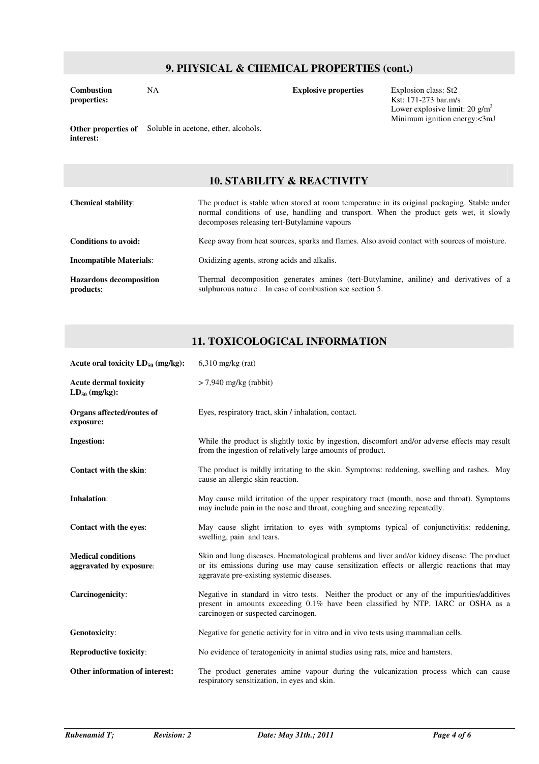## 9. PHYSICAL & CHEMICAL PROPERTIES (cont.)

| | | | |
|---|---|---|---|
| **Combustion properties:** | NA | **Explosive properties** | Explosion class: St2<br>Kst: 171-273 bar.m/s<br>Lower explosive limit: 20 g/m$^3$<br>Minimum ignition energy:<3mJ |

**Other properties of interest:** Soluble in acetone, ether, alcohols.

## 10. STABILITY & REACTIVITY

**Chemical stability**: The product is stable when stored at room temperature in its original packaging. Stable under normal conditions of use, handling and transport. When the product gets wet, it slowly decomposes releasing tert-Butylamine vapours

**Conditions to avoid:** Keep away from heat sources, sparks and flames. Also avoid contact with sources of moisture.

**Incompatible Materials**: Oxidizing agents, strong acids and alkalis.

**Hazardous decomposition products**: Thermal decomposition generates amines (tert-Butylamine, aniline) and derivatives of a sulphurous nature . In case of combustion see section 5.

## 11. TOXICOLOGICAL INFORMATION

**Acute oral toxicity $LD_{50}$ (mg/kg):** 6,310 mg/kg (rat)

**Acute dermal toxicity $LD_{50}$ (mg/kg):** > 7,940 mg/kg (rabbit)

**Organs affected/routes of exposure:** Eyes, respiratory tract, skin / inhalation, contact.

**Ingestion:** While the product is slightly toxic by ingestion, discomfort and/or adverse effects may result from the ingestion of relatively large amounts of product.

**Contact with the skin**: The product is mildly irritating to the skin. Symptoms: reddening, swelling and rashes. May cause an allergic skin reaction.

**Inhalation**: May cause mild irritation of the upper respiratory tract (mouth, nose and throat). Symptoms may include pain in the nose and throat, coughing and sneezing repeatedly.

**Contact with the eyes**: May cause slight irritation to eyes with symptoms typical of conjunctivitis: reddening, swelling, pain and tears.

**Medical conditions aggravated by exposure**: Skin and lung diseases. Haematological problems and liver and/or kidney disease. The product or its emissions during use may cause sensitization effects or allergic reactions that may aggravate pre-existing systemic diseases.

**Carcinogenicity**: Negative in standard in vitro tests. Neither the product or any of the impurities/additives present in amounts exceeding 0.1% have been classified by NTP, IARC or OSHA as a carcinogen or suspected carcinogen.

**Genotoxicity**: Negative for genetic activity for in vitro and in vivo tests using mammalian cells.

**Reproductive toxicity**: No evidence of teratogenicity in animal studies using rats, mice and hamsters.

**Other information of interest:** The product generates amine vapour during the vulcanization process which can cause respiratory sensitization, in eyes and skin.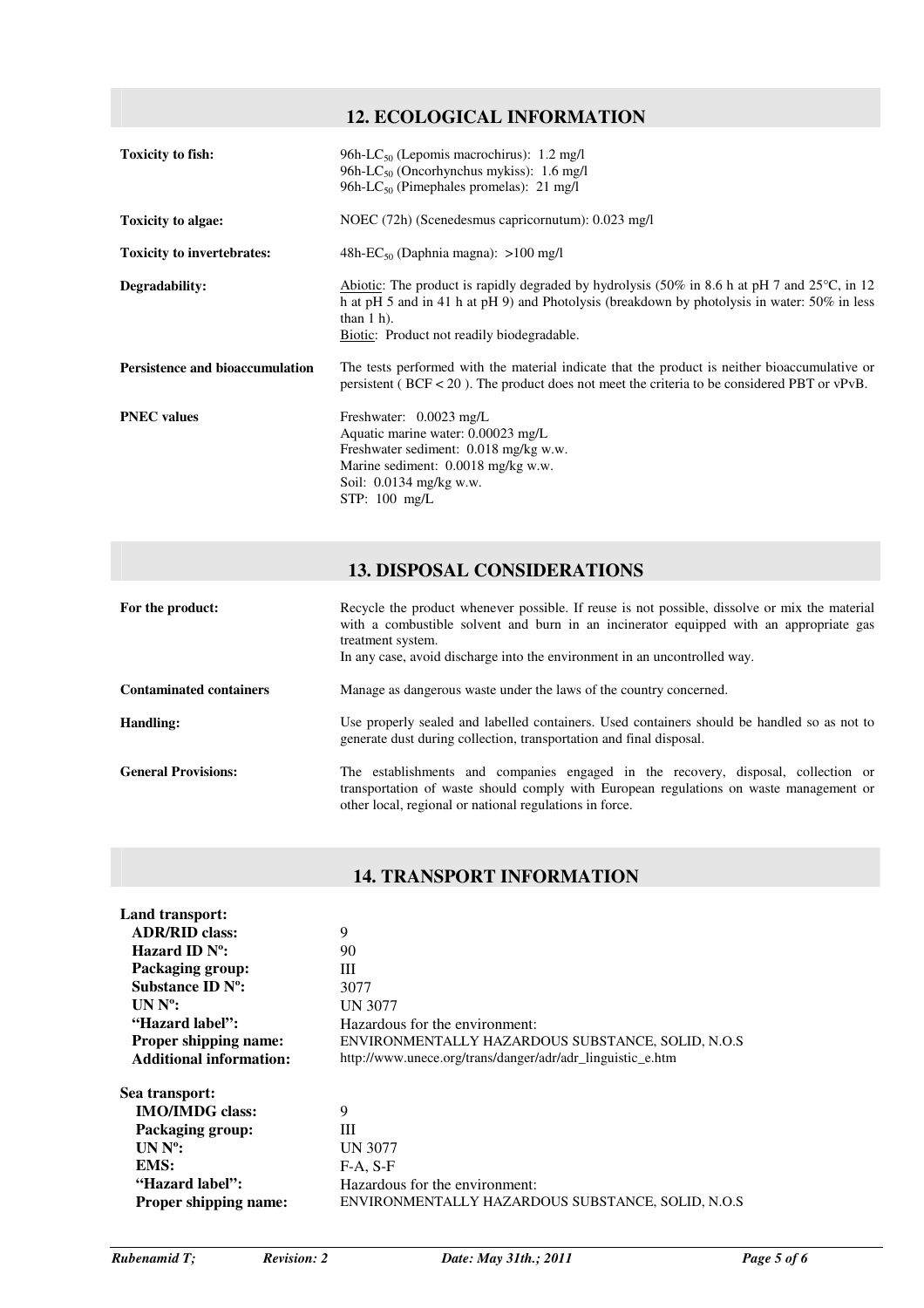## 12. ECOLOGICAL INFORMATION

**Toxicity to fish:**
96h-$LC_{50}$ (Lepomis macrochirus): 1.2 mg/l
96h-$LC_{50}$ (Oncorhynchus mykiss): 1.6 mg/l
96h-$LC_{50}$ (Pimephales promelas): 21 mg/l

**Toxicity to algae:**
NOEC (72h) (Scenedesmus capricornutum): 0.023 mg/l

**Toxicity to invertebrates:**
48h-$EC_{50}$ (Daphnia magna): >100 mg/l

**Degradability:**
Abiotic: The product is rapidly degraded by hydrolysis (50% in 8.6 h at pH 7 and 25°C, in 12 h at pH 5 and in 41 h at pH 9) and Photolysis (breakdown by photolysis in water: 50% in less than 1 h).
Biotic: Product not readily biodegradable.

**Persistence and bioaccumulation**
The tests performed with the material indicate that the product is neither bioaccumulative or persistent ( BCF < 20 ). The product does not meet the criteria to be considered PBT or vPvB.

**PNEC values**
Freshwater: 0.0023 mg/L
Aquatic marine water: 0.00023 mg/L
Freshwater sediment: 0.018 mg/kg w.w.
Marine sediment: 0.0018 mg/kg w.w.
Soil: 0.0134 mg/kg w.w.
STP: 100 mg/L

## 13. DISPOSAL CONSIDERATIONS

**For the product:**
Recycle the product whenever possible. If reuse is not possible, dissolve or mix the material with a combustible solvent and burn in an incinerator equipped with an appropriate gas treatment system.
In any case, avoid discharge into the environment in an uncontrolled way.

**Contaminated containers**
Manage as dangerous waste under the laws of the country concerned.

**Handling:**
Use properly sealed and labelled containers. Used containers should be handled so as not to generate dust during collection, transportation and final disposal.

**General Provisions:**
The establishments and companies engaged in the recovery, disposal, collection or transportation of waste should comply with European regulations on waste management or other local, regional or national regulations in force.

## 14. TRANSPORT INFORMATION

**Land transport:**

- **ADR/RID class:** 9
- **Hazard ID Nº:** 90
- **Packaging group:** III
- **Substance ID Nº:** 3077
- **UN Nº:** UN 3077
- **"Hazard label":** Hazardous for the environment:
- **Proper shipping name:** ENVIRONMENTALLY HAZARDOUS SUBSTANCE, SOLID, N.O.S
- **Additional information:** http://www.unece.org/trans/danger/adr/adr_linguistic_e.htm

**Sea transport:**

- **IMO/IMDG class:** 9
- **Packaging group:** III
- **UN Nº:** UN 3077
- **EMS:** F-A, S-F
- **"Hazard label":** Hazardous for the environment:
- **Proper shipping name:** ENVIRONMENTALLY HAZARDOUS SUBSTANCE, SOLID, N.O.S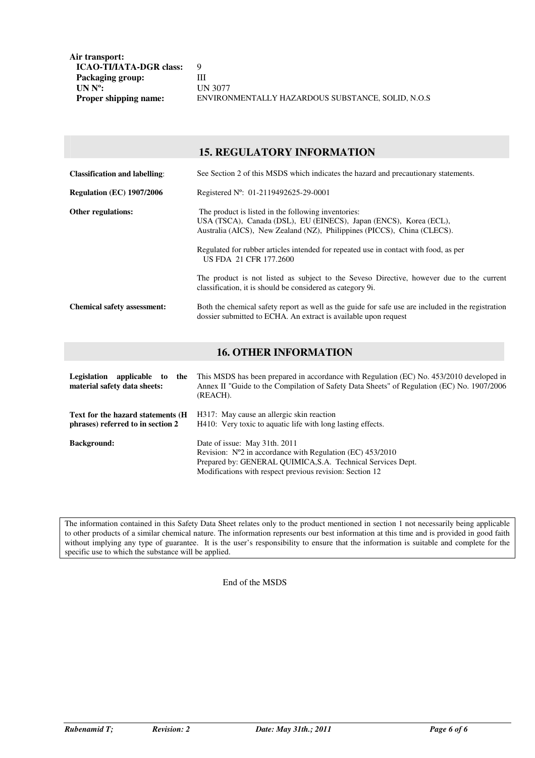**Air transport:**

| | |
|---|---|
| **ICAO-TI/IATA-DGR class:** | 9 |
| **Packaging group:** | III |
| **UN Nº:** | UN 3077 |
| **Proper shipping name:** | ENVIRONMENTALLY HAZARDOUS SUBSTANCE, SOLID, N.O.S |

## 15. REGULATORY INFORMATION

**Classification and labelling**: See Section 2 of this MSDS which indicates the hazard and precautionary statements.

**Regulation (EC) 1907/2006**: Registered Nº: 01-2119492625-29-0001

**Other regulations:** The product is listed in the following inventories:
USA (TSCA), Canada (DSL), EU (EINECS), Japan (ENCS), Korea (ECL),
Australia (AICS), New Zealand (NZ), Philippines (PICCS), China (CLECS).

Regulated for rubber articles intended for repeated use in contact with food, as per US FDA 21 CFR 177.2600

The product is not listed as subject to the Seveso Directive, however due to the current classification, it is should be considered as category 9i.

**Chemical safety assessment:** Both the chemical safety report as well as the guide for safe use are included in the registration dossier submitted to ECHA. An extract is available upon request

## 16. OTHER INFORMATION

**Legislation applicable to the material safety data sheets:** This MSDS has been prepared in accordance with Regulation (EC) No. 453/2010 developed in Annex II "Guide to the Compilation of Safety Data Sheets" of Regulation (EC) No. 1907/2006 (REACH).

**Text for the hazard statements (H phrases) referred to in section 2**
H317: May cause an allergic skin reaction
H410: Very toxic to aquatic life with long lasting effects.

**Background:**
Date of issue: May 31th. 2011
Revision: Nº2 in accordance with Regulation (EC) 453/2010
Prepared by: GENERAL QUIMICA,S.A. Technical Services Dept.
Modifications with respect previous revision: Section 12

The information contained in this Safety Data Sheet relates only to the product mentioned in section 1 not necessarily being applicable to other products of a similar chemical nature. The information represents our best information at this time and is provided in good faith without implying any type of guarantee. It is the user's responsibility to ensure that the information is suitable and complete for the specific use to which the substance will be applied.

End of the MSDS